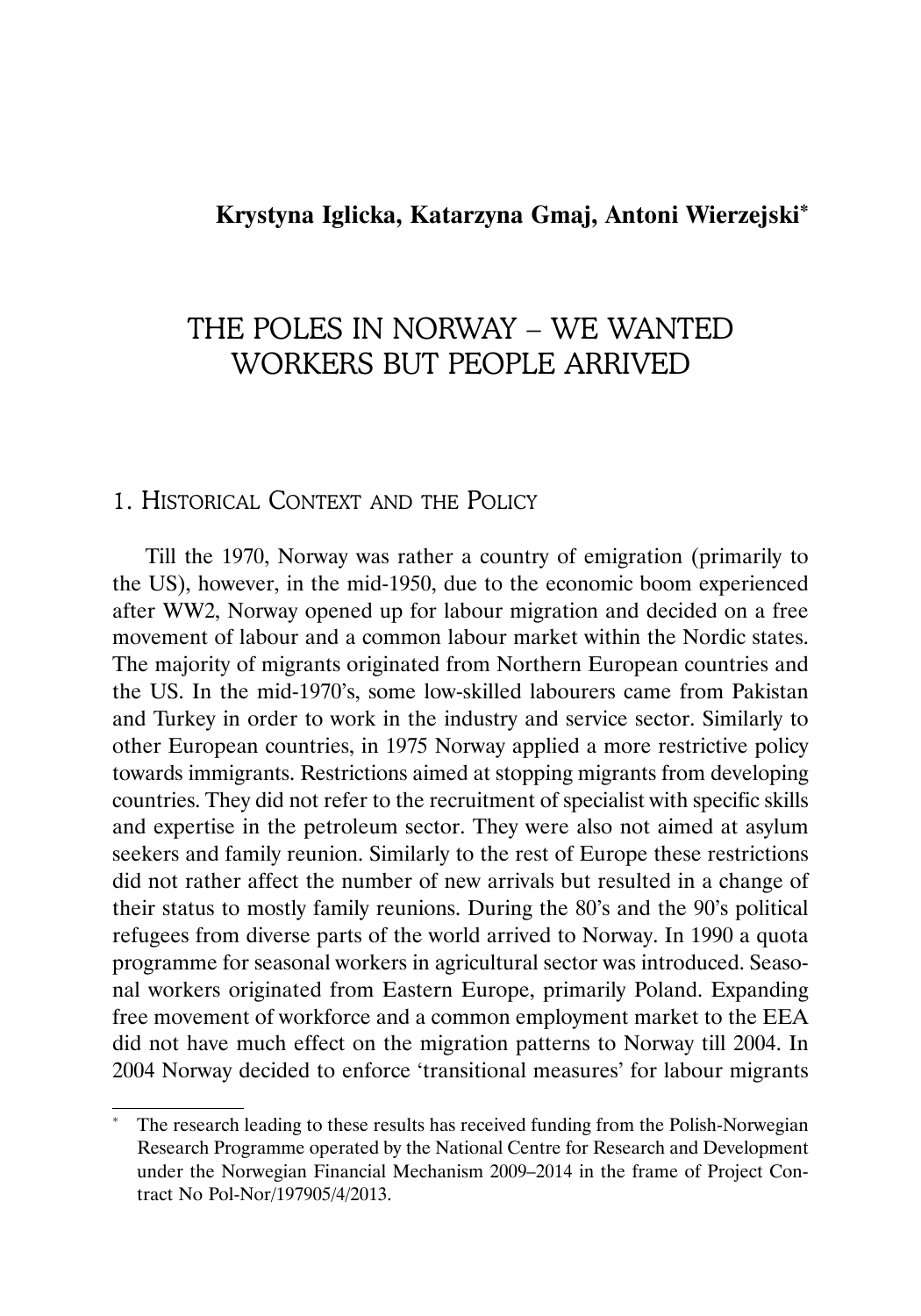**Krystyna Iglicka, Katarzyna Gmaj, Antoni Wierzejski***

# THE POLES IN NORWAY – WE WANTED WORKERS BUT PEOPLE ARRIVED

## 1. Historical Context and the Policy

Till the 1970, Norway was rather a country of emigration (primarily to the US), however, in the mid-1950, due to the economic boom experienced after WW2, Norway opened up for labour migration and decided on a free movement of labour and a common labour market within the Nordic states. The majority of migrants originated from Northern European countries and the US. In the mid-1970's, some low-skilled labourers came from Pakistan and Turkey in order to work in the industry and service sector. Similarly to other European countries, in 1975 Norway applied a more restrictive policy towards immigrants. Restrictions aimed at stopping migrants from developing countries. They did not refer to the recruitment of specialist with specific skills and expertise in the petroleum sector. They were also not aimed at asylum seekers and family reunion. Similarly to the rest of Europe these restrictions did not rather affect the number of new arrivals but resulted in a change of their status to mostly family reunions. During the 80's and the 90's political refugees from diverse parts of the world arrived to Norway. In 1990 a quota programme for seasonal workers in agricultural sector was introduced. Seasonal workers originated from Eastern Europe, primarily Poland. Expanding free movement of workforce and a common employment market to the EEA did not have much effect on the migration patterns to Norway till 2004. In 2004 Norway decided to enforce 'transitional measures' for labour migrants

---

* The research leading to these results has received funding from the Polish-Norwegian Research Programme operated by the National Centre for Research and Development under the Norwegian Financial Mechanism 2009–2014 in the frame of Project Contract No Pol-Nor/197905/4/2013.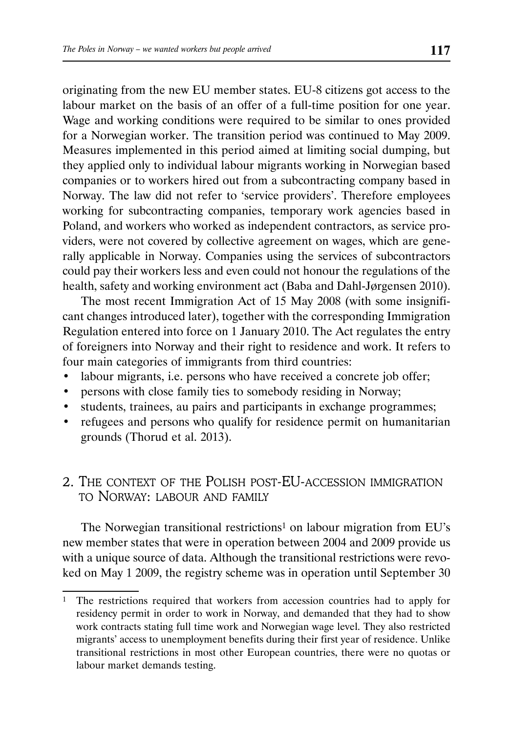originating from the new EU member states. EU-8 citizens got access to the labour market on the basis of an offer of a full-time position for one year. Wage and working conditions were required to be similar to ones provided for a Norwegian worker. The transition period was continued to May 2009. Measures implemented in this period aimed at limiting social dumping, but they applied only to individual labour migrants working in Norwegian based companies or to workers hired out from a subcontracting company based in Norway. The law did not refer to 'service providers'. Therefore employees working for subcontracting companies, temporary work agencies based in Poland, and workers who worked as independent contractors, as service providers, were not covered by collective agreement on wages, which are generally applicable in Norway. Companies using the services of subcontractors could pay their workers less and even could not honour the regulations of the health, safety and working environment act (Baba and Dahl-Jørgensen 2010).

The most recent Immigration Act of 15 May 2008 (with some insignificant changes introduced later), together with the corresponding Immigration Regulation entered into force on 1 January 2010. The Act regulates the entry of foreigners into Norway and their right to residence and work. It refers to four main categories of immigrants from third countries:

- labour migrants, i.e. persons who have received a concrete job offer;
- persons with close family ties to somebody residing in Norway;
- students, trainees, au pairs and participants in exchange programmes;
- refugees and persons who qualify for residence permit on humanitarian grounds (Thorud et al. 2013).

## 2. The context of the Polish post-EU-accession immigration to Norway: labour and family

The Norwegian transitional restrictions[1] on labour migration from EU's new member states that were in operation between 2004 and 2009 provide us with a unique source of data. Although the transitional restrictions were revoked on May 1 2009, the registry scheme was in operation until September 30

[1] The restrictions required that workers from accession countries had to apply for residency permit in order to work in Norway, and demanded that they had to show work contracts stating full time work and Norwegian wage level. They also restricted migrants' access to unemployment benefits during their first year of residence. Unlike transitional restrictions in most other European countries, there were no quotas or labour market demands testing.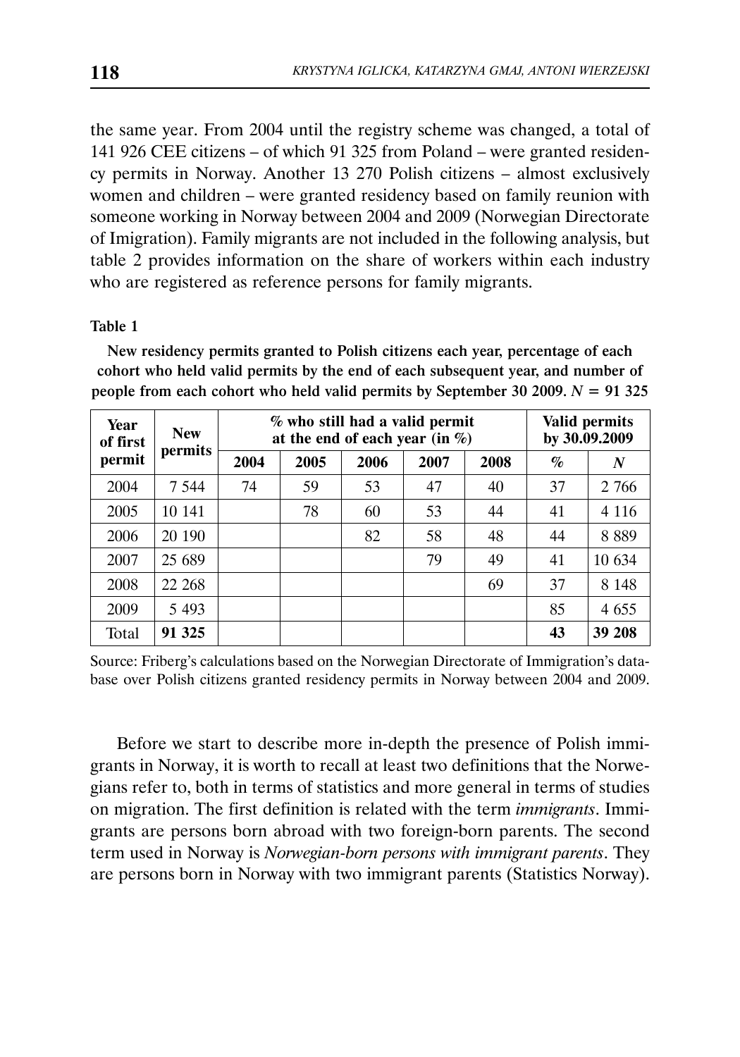the same year. From 2004 until the registry scheme was changed, a total of 141 926 CEE citizens – of which 91 325 from Poland – were granted residency permits in Norway. Another 13 270 Polish citizens – almost exclusively women and children – were granted residency based on family reunion with someone working in Norway between 2004 and 2009 (Norwegian Directorate of Imigration). Family migrants are not included in the following analysis, but table 2 provides information on the share of workers within each industry who are registered as reference persons for family migrants.

**Table 1**

**New residency permits granted to Polish citizens each year, percentage of each cohort who held valid permits by the end of each subsequent year, and number of people from each cohort who held valid permits by September 30 2009. $N = 91\ 325$**

| Year of first permit | New permits | % who still had a valid permit at the end of each year (in %) | | | | | Valid permits by 30.09.2009 | |
|---|---|---|---|---|---|---|---|---|
| | | 2004 | 2005 | 2006 | 2007 | 2008 | % | *N* |
| 2004 | 7 544 | 74 | 59 | 53 | 47 | 40 | 37 | 2 766 |
| 2005 | 10 141 | | 78 | 60 | 53 | 44 | 41 | 4 116 |
| 2006 | 20 190 | | | 82 | 58 | 48 | 44 | 8 889 |
| 2007 | 25 689 | | | | 79 | 49 | 41 | 10 634 |
| 2008 | 22 268 | | | | | 69 | 37 | 8 148 |
| 2009 | 5 493 | | | | | | 85 | 4 655 |
| Total | **91 325** | | | | | | **43** | **39 208** |

Source: Friberg's calculations based on the Norwegian Directorate of Immigration's database over Polish citizens granted residency permits in Norway between 2004 and 2009.

Before we start to describe more in-depth the presence of Polish immigrants in Norway, it is worth to recall at least two definitions that the Norwegians refer to, both in terms of statistics and more general in terms of studies on migration. The first definition is related with the term *immigrants*. Immigrants are persons born abroad with two foreign-born parents. The second term used in Norway is *Norwegian-born persons with immigrant parents*. They are persons born in Norway with two immigrant parents (Statistics Norway).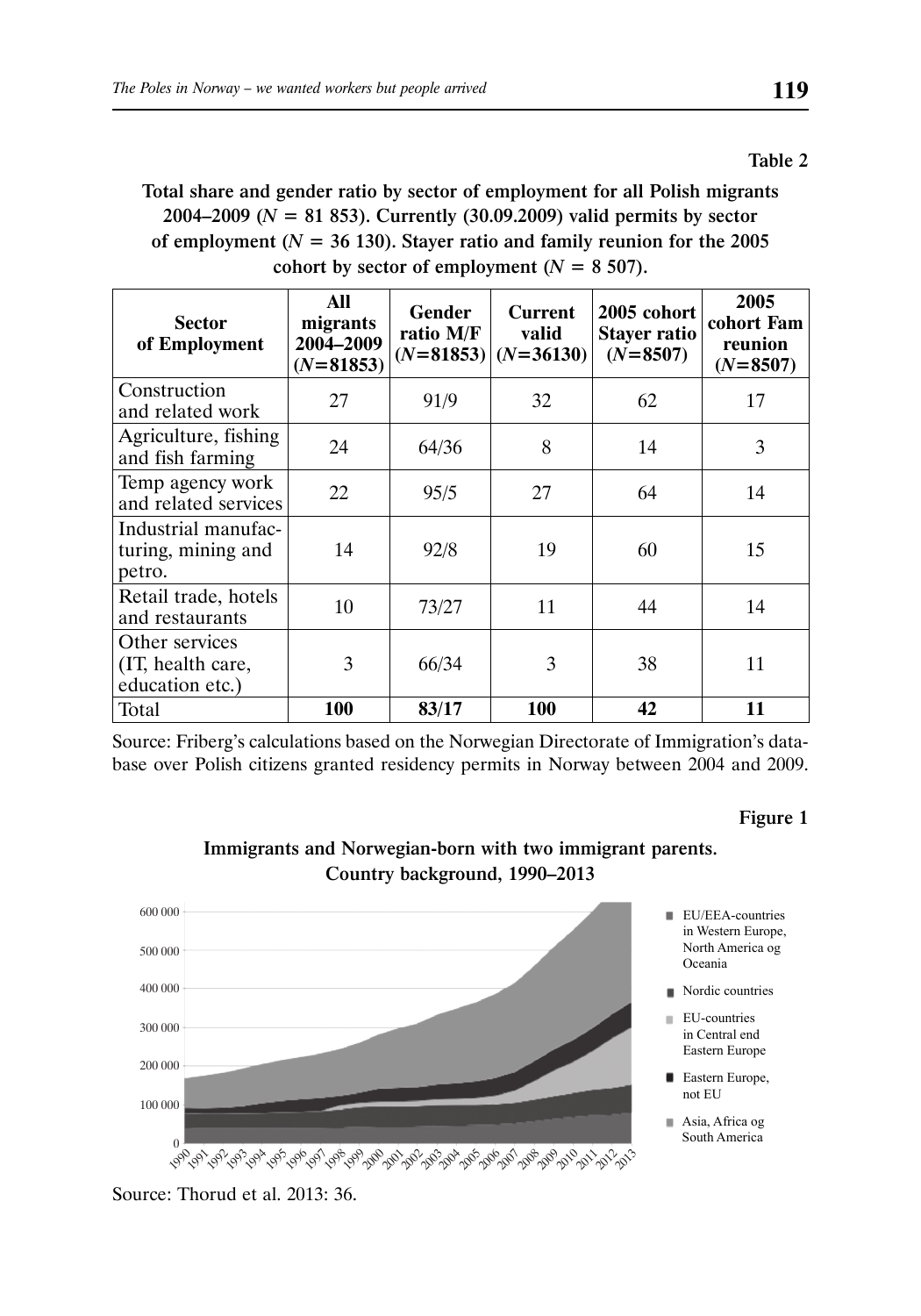**Table 2**

**Total share and gender ratio by sector of employment for all Polish migrants 2004–2009 ($N$ = 81 853). Currently (30.09.2009) valid permits by sector of employment ($N$ = 36 130). Stayer ratio and family reunion for the 2005 cohort by sector of employment ($N$ = 8 507).**

| Sector of Employment | All migrants 2004–2009 ($N$=81853) | Gender ratio M/F ($N$=81853) | Current valid ($N$=36130) | 2005 cohort Stayer ratio ($N$=8507) | 2005 cohort Fam reunion ($N$=8507) |
|---|---|---|---|---|---|
| Construction and related work | 27 | 91/9 | 32 | 62 | 17 |
| Agriculture, fishing and fish farming | 24 | 64/36 | 8 | 14 | 3 |
| Temp agency work and related services | 22 | 95/5 | 27 | 64 | 14 |
| Industrial manufacturing, mining and petro. | 14 | 92/8 | 19 | 60 | 15 |
| Retail trade, hotels and restaurants | 10 | 73/27 | 11 | 44 | 14 |
| Other services (IT, health care, education etc.) | 3 | 66/34 | 3 | 38 | 11 |
| Total | **100** | **83/17** | **100** | **42** | **11** |

Source: Friberg's calculations based on the Norwegian Directorate of Immigration's database over Polish citizens granted residency permits in Norway between 2004 and 2009.

**Figure 1**

**Immigrants and Norwegian-born with two immigrant parents. Country background, 1990–2013**

Source: Thorud et al. 2013: 36.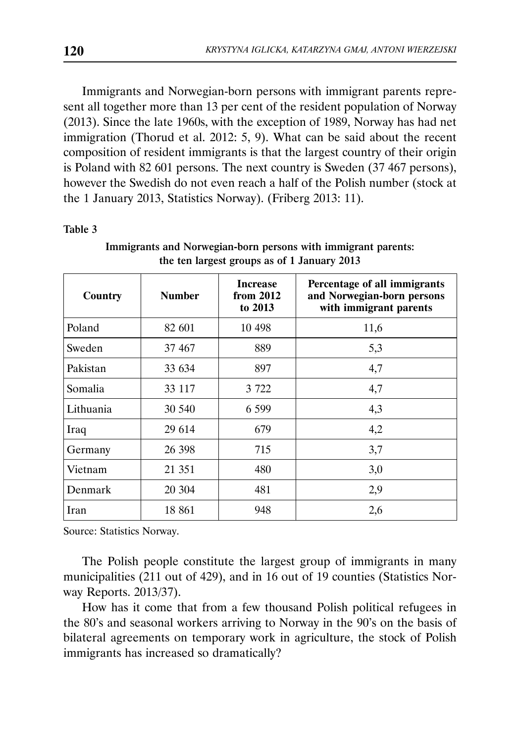Immigrants and Norwegian-born persons with immigrant parents represent all together more than 13 per cent of the resident population of Norway (2013). Since the late 1960s, with the exception of 1989, Norway has had net immigration (Thorud et al. 2012: 5, 9). What can be said about the recent composition of resident immigrants is that the largest country of their origin is Poland with 82 601 persons. The next country is Sweden (37 467 persons), however the Swedish do not even reach a half of the Polish number (stock at the 1 January 2013, Statistics Norway). (Friberg 2013: 11).

**Table 3**

**Immigrants and Norwegian-born persons with immigrant parents: the ten largest groups as of 1 January 2013**

| Country | Number | Increase from 2012 to 2013 | Percentage of all immigrants and Norwegian-born persons with immigrant parents |
|---|---|---|---|
| Poland | 82 601 | 10 498 | 11,6 |
| Sweden | 37 467 | 889 | 5,3 |
| Pakistan | 33 634 | 897 | 4,7 |
| Somalia | 33 117 | 3 722 | 4,7 |
| Lithuania | 30 540 | 6 599 | 4,3 |
| Iraq | 29 614 | 679 | 4,2 |
| Germany | 26 398 | 715 | 3,7 |
| Vietnam | 21 351 | 480 | 3,0 |
| Denmark | 20 304 | 481 | 2,9 |
| Iran | 18 861 | 948 | 2,6 |

Source: Statistics Norway.

The Polish people constitute the largest group of immigrants in many municipalities (211 out of 429), and in 16 out of 19 counties (Statistics Norway Reports. 2013/37).

How has it come that from a few thousand Polish political refugees in the 80's and seasonal workers arriving to Norway in the 90's on the basis of bilateral agreements on temporary work in agriculture, the stock of Polish immigrants has increased so dramatically?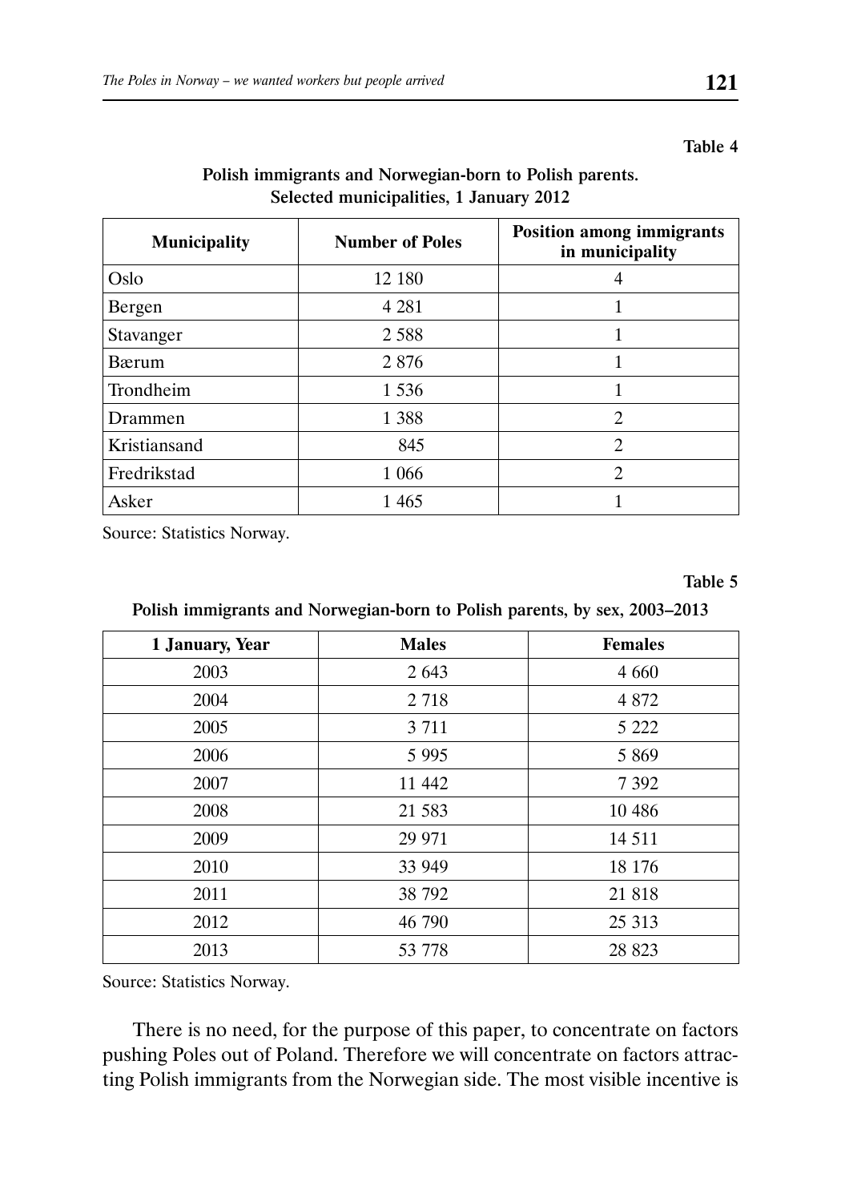Table 4

**Polish immigrants and Norwegian-born to Polish parents. Selected municipalities, 1 January 2012**

| Municipality | Number of Poles | Position among immigrants in municipality |
|---|---|---|
| Oslo | 12 180 | 4 |
| Bergen | 4 281 | 1 |
| Stavanger | 2 588 | 1 |
| Bærum | 2 876 | 1 |
| Trondheim | 1 536 | 1 |
| Drammen | 1 388 | 2 |
| Kristiansand | 845 | 2 |
| Fredrikstad | 1 066 | 2 |
| Asker | 1 465 | 1 |

Source: Statistics Norway.

Table 5

**Polish immigrants and Norwegian-born to Polish parents, by sex, 2003–2013**

| 1 January, Year | Males | Females |
|---|---|---|
| 2003 | 2 643 | 4 660 |
| 2004 | 2 718 | 4 872 |
| 2005 | 3 711 | 5 222 |
| 2006 | 5 995 | 5 869 |
| 2007 | 11 442 | 7 392 |
| 2008 | 21 583 | 10 486 |
| 2009 | 29 971 | 14 511 |
| 2010 | 33 949 | 18 176 |
| 2011 | 38 792 | 21 818 |
| 2012 | 46 790 | 25 313 |
| 2013 | 53 778 | 28 823 |

Source: Statistics Norway.

There is no need, for the purpose of this paper, to concentrate on factors pushing Poles out of Poland. Therefore we will concentrate on factors attracting Polish immigrants from the Norwegian side. The most visible incentive is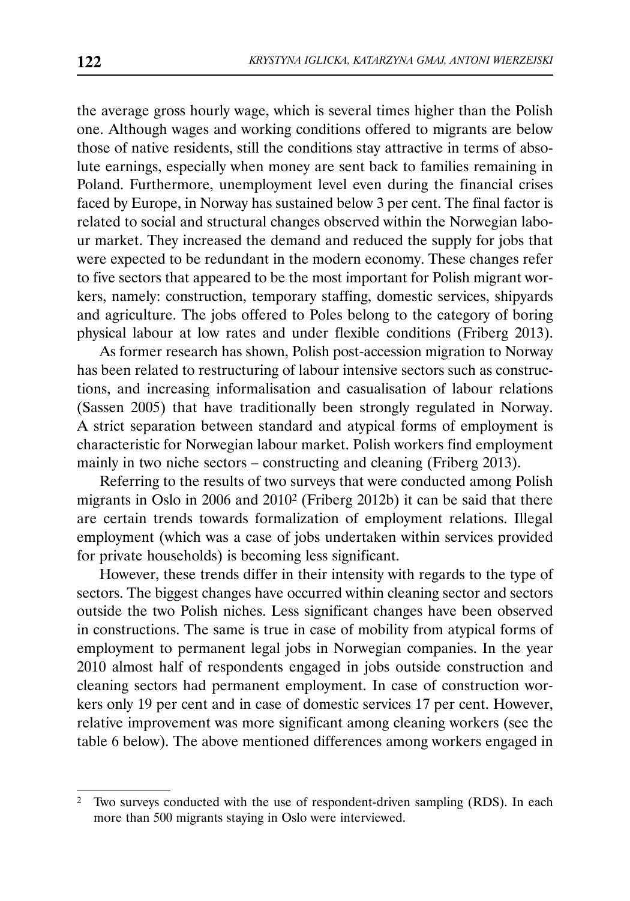the average gross hourly wage, which is several times higher than the Polish one. Although wages and working conditions offered to migrants are below those of native residents, still the conditions stay attractive in terms of absolute earnings, especially when money are sent back to families remaining in Poland. Furthermore, unemployment level even during the financial crises faced by Europe, in Norway has sustained below 3 per cent. The final factor is related to social and structural changes observed within the Norwegian labour market. They increased the demand and reduced the supply for jobs that were expected to be redundant in the modern economy. These changes refer to five sectors that appeared to be the most important for Polish migrant workers, namely: construction, temporary staffing, domestic services, shipyards and agriculture. The jobs offered to Poles belong to the category of boring physical labour at low rates and under flexible conditions (Friberg 2013).

As former research has shown, Polish post-accession migration to Norway has been related to restructuring of labour intensive sectors such as constructions, and increasing informalisation and casualisation of labour relations (Sassen 2005) that have traditionally been strongly regulated in Norway. A strict separation between standard and atypical forms of employment is characteristic for Norwegian labour market. Polish workers find employment mainly in two niche sectors – constructing and cleaning (Friberg 2013).

Referring to the results of two surveys that were conducted among Polish migrants in Oslo in 2006 and 2010[2] (Friberg 2012b) it can be said that there are certain trends towards formalization of employment relations. Illegal employment (which was a case of jobs undertaken within services provided for private households) is becoming less significant.

However, these trends differ in their intensity with regards to the type of sectors. The biggest changes have occurred within cleaning sector and sectors outside the two Polish niches. Less significant changes have been observed in constructions. The same is true in case of mobility from atypical forms of employment to permanent legal jobs in Norwegian companies. In the year 2010 almost half of respondents engaged in jobs outside construction and cleaning sectors had permanent employment. In case of construction workers only 19 per cent and in case of domestic services 17 per cent. However, relative improvement was more significant among cleaning workers (see the table 6 below). The above mentioned differences among workers engaged in

[2] Two surveys conducted with the use of respondent-driven sampling (RDS). In each more than 500 migrants staying in Oslo were interviewed.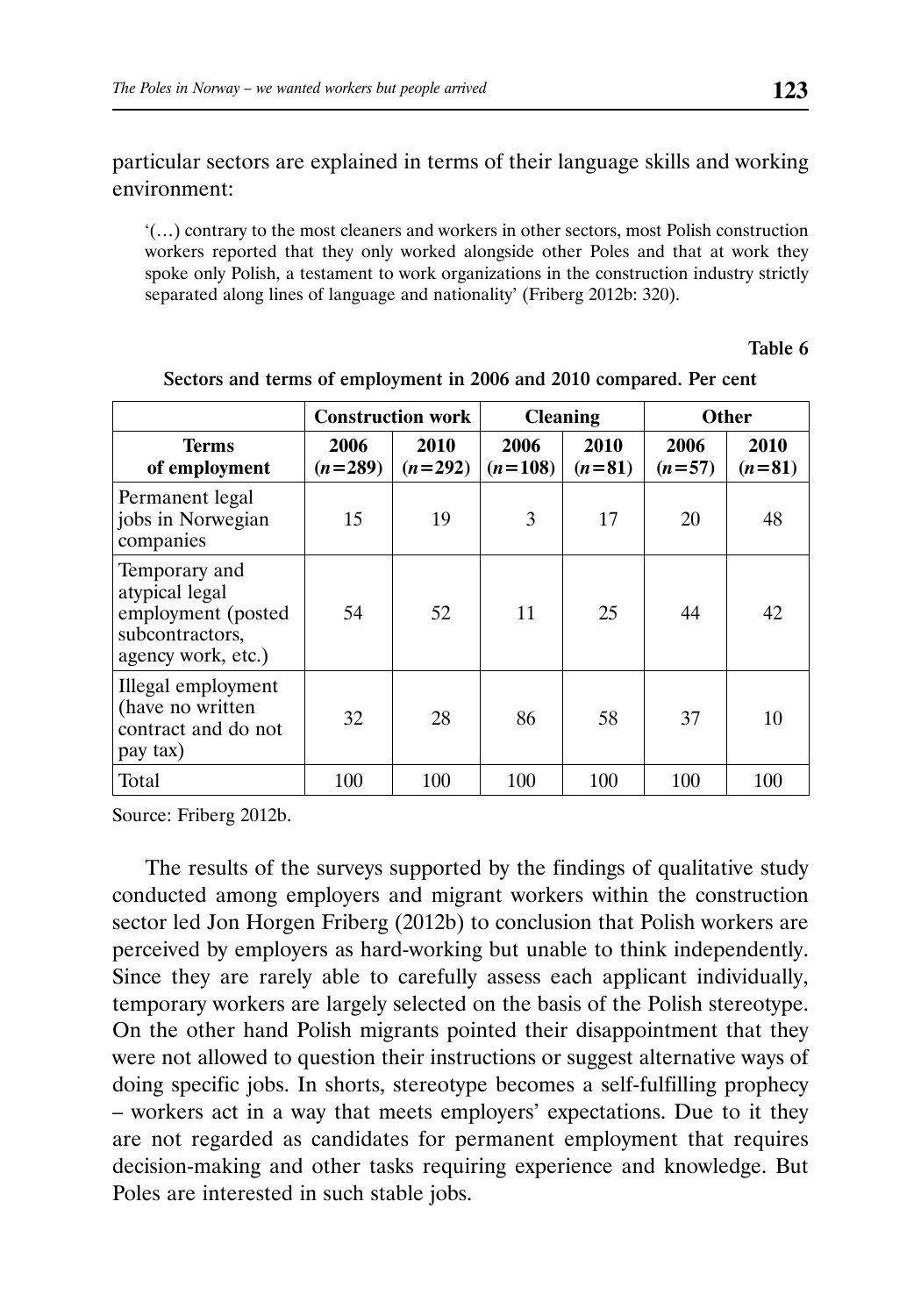particular sectors are explained in terms of their language skills and working environment:

> '(…) contrary to the most cleaners and workers in other sectors, most Polish construction workers reported that they only worked alongside other Poles and that at work they spoke only Polish, a testament to work organizations in the construction industry strictly separated along lines of language and nationality' (Friberg 2012b: 320).

Table 6

**Sectors and terms of employment in 2006 and 2010 compared. Per cent**

| | Construction work | | Cleaning | | Other | |
|---|---|---|---|---|---|---|
| **Terms of employment** | **2006 ($n$=289)** | **2010 ($n$=292)** | **2006 ($n$=108)** | **2010 ($n$=81)** | **2006 ($n$=57)** | **2010 ($n$=81)** |
| Permanent legal jobs in Norwegian companies | 15 | 19 | 3 | 17 | 20 | 48 |
| Temporary and atypical legal employment (posted subcontractors, agency work, etc.) | 54 | 52 | 11 | 25 | 44 | 42 |
| Illegal employment (have no written contract and do not pay tax) | 32 | 28 | 86 | 58 | 37 | 10 |
| Total | 100 | 100 | 100 | 100 | 100 | 100 |

Source: Friberg 2012b.

The results of the surveys supported by the findings of qualitative study conducted among employers and migrant workers within the construction sector led Jon Horgen Friberg (2012b) to conclusion that Polish workers are perceived by employers as hard-working but unable to think independently. Since they are rarely able to carefully assess each applicant individually, temporary workers are largely selected on the basis of the Polish stereotype. On the other hand Polish migrants pointed their disappointment that they were not allowed to question their instructions or suggest alternative ways of doing specific jobs. In shorts, stereotype becomes a self-fulfilling prophecy – workers act in a way that meets employers' expectations. Due to it they are not regarded as candidates for permanent employment that requires decision-making and other tasks requiring experience and knowledge. But Poles are interested in such stable jobs.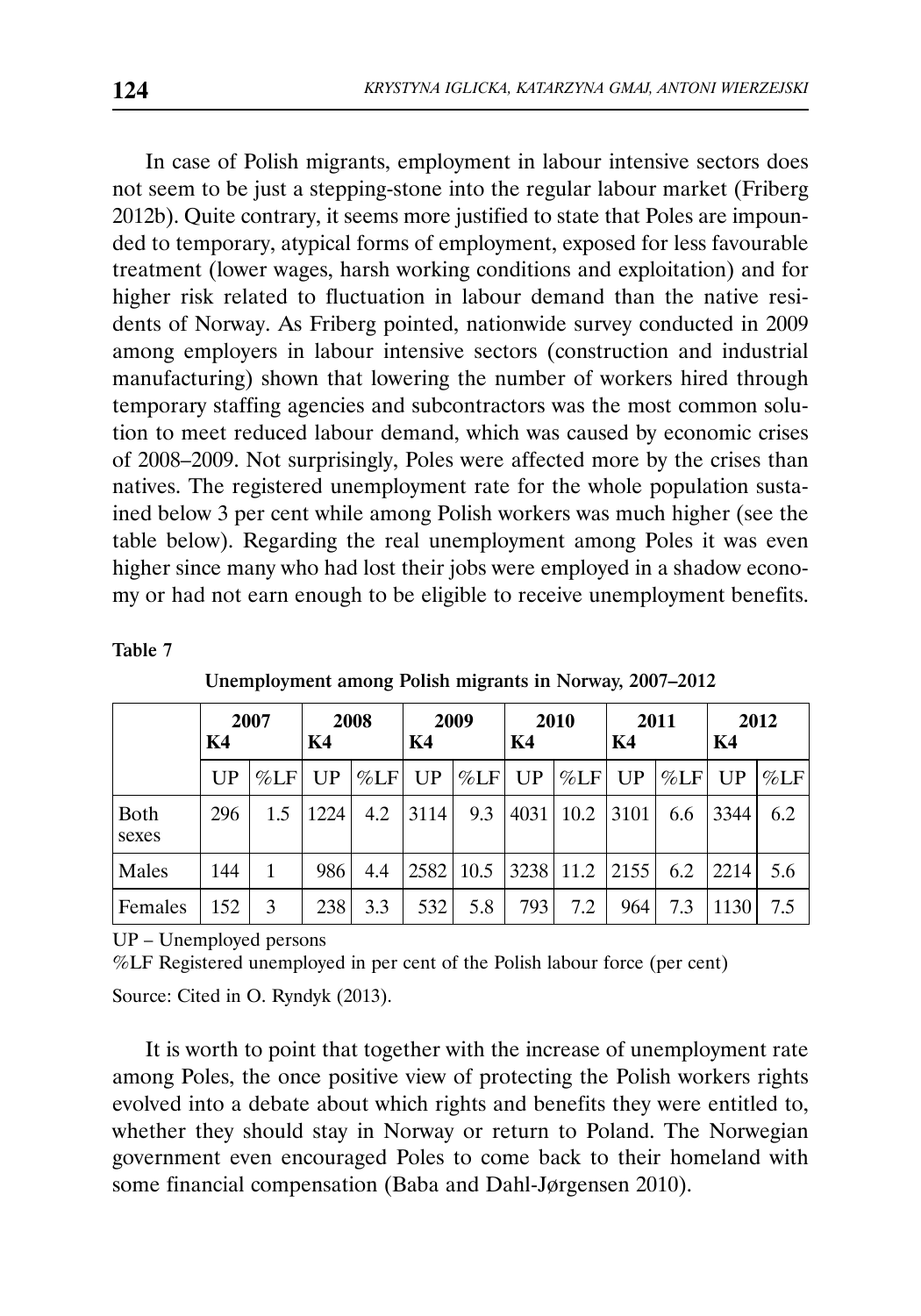In case of Polish migrants, employment in labour intensive sectors does not seem to be just a stepping-stone into the regular labour market (Friberg 2012b). Quite contrary, it seems more justified to state that Poles are impounded to temporary, atypical forms of employment, exposed for less favourable treatment (lower wages, harsh working conditions and exploitation) and for higher risk related to fluctuation in labour demand than the native residents of Norway. As Friberg pointed, nationwide survey conducted in 2009 among employers in labour intensive sectors (construction and industrial manufacturing) shown that lowering the number of workers hired through temporary staffing agencies and subcontractors was the most common solution to meet reduced labour demand, which was caused by economic crises of 2008–2009. Not surprisingly, Poles were affected more by the crises than natives. The registered unemployment rate for the whole population sustained below 3 per cent while among Polish workers was much higher (see the table below). Regarding the real unemployment among Poles it was even higher since many who had lost their jobs were employed in a shadow economy or had not earn enough to be eligible to receive unemployment benefits.

**Table 7**

**Unemployment among Polish migrants in Norway, 2007–2012**

| | 2007 K4 | | 2008 K4 | | 2009 K4 | | 2010 K4 | | 2011 K4 | | 2012 K4 | |
|---|---|---|---|---|---|---|---|---|---|---|---|---|
| | UP | %LF | UP | %LF | UP | %LF | UP | %LF | UP | %LF | UP | %LF |
| Both sexes | 296 | 1.5 | 1224 | 4.2 | 3114 | 9.3 | 4031 | 10.2 | 3101 | 6.6 | 3344 | 6.2 |
| Males | 144 | 1 | 986 | 4.4 | 2582 | 10.5 | 3238 | 11.2 | 2155 | 6.2 | 2214 | 5.6 |
| Females | 152 | 3 | 238 | 3.3 | 532 | 5.8 | 793 | 7.2 | 964 | 7.3 | 1130 | 7.5 |

UP – Unemployed persons

%LF Registered unemployed in per cent of the Polish labour force (per cent)

Source: Cited in O. Ryndyk (2013).

It is worth to point that together with the increase of unemployment rate among Poles, the once positive view of protecting the Polish workers rights evolved into a debate about which rights and benefits they were entitled to, whether they should stay in Norway or return to Poland. The Norwegian government even encouraged Poles to come back to their homeland with some financial compensation (Baba and Dahl-Jørgensen 2010).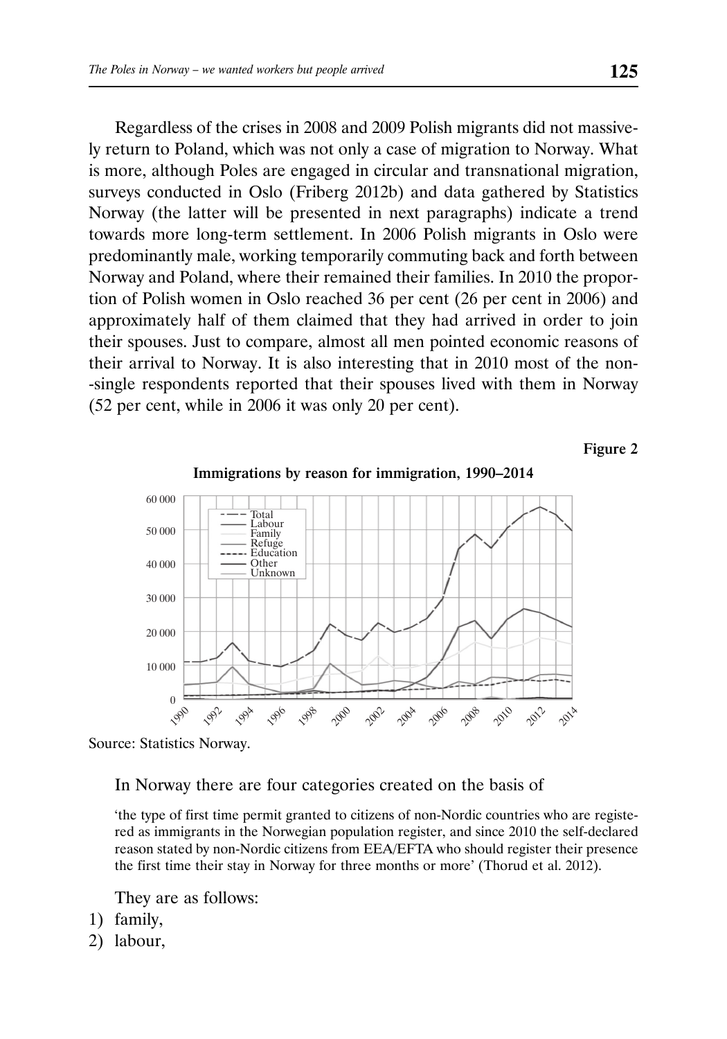Regardless of the crises in 2008 and 2009 Polish migrants did not massively return to Poland, which was not only a case of migration to Norway. What is more, although Poles are engaged in circular and transnational migration, surveys conducted in Oslo (Friberg 2012b) and data gathered by Statistics Norway (the latter will be presented in next paragraphs) indicate a trend towards more long-term settlement. In 2006 Polish migrants in Oslo were predominantly male, working temporarily commuting back and forth between Norway and Poland, where their remained their families. In 2010 the proportion of Polish women in Oslo reached 36 per cent (26 per cent in 2006) and approximately half of them claimed that they had arrived in order to join their spouses. Just to compare, almost all men pointed economic reasons of their arrival to Norway. It is also interesting that in 2010 most of the non-single respondents reported that their spouses lived with them in Norway (52 per cent, while in 2006 it was only 20 per cent).

**Figure 2**

**Immigrations by reason for immigration, 1990–2014**

Source: Statistics Norway.

In Norway there are four categories created on the basis of

> 'the type of first time permit granted to citizens of non-Nordic countries who are registered as immigrants in the Norwegian population register, and since 2010 the self-declared reason stated by non-Nordic citizens from EEA/EFTA who should register their presence the first time their stay in Norway for three months or more' (Thorud et al. 2012).

They are as follows:

1) family,
2) labour,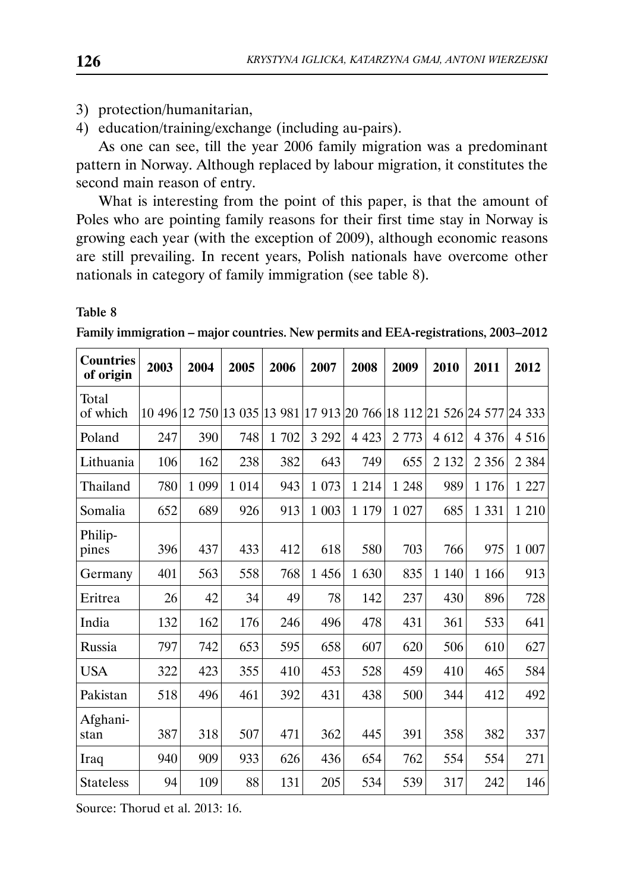3) protection/humanitarian,
4) education/training/exchange (including au-pairs).

As one can see, till the year 2006 family migration was a predominant pattern in Norway. Although replaced by labour migration, it constitutes the second main reason of entry.

What is interesting from the point of this paper, is that the amount of Poles who are pointing family reasons for their first time stay in Norway is growing each year (with the exception of 2009), although economic reasons are still prevailing. In recent years, Polish nationals have overcome other nationals in category of family immigration (see table 8).

**Table 8**

**Family immigration – major countries. New permits and EEA-registrations, 2003–2012**

| Countries of origin | 2003 | 2004 | 2005 | 2006 | 2007 | 2008 | 2009 | 2010 | 2011 | 2012 |
|---|---|---|---|---|---|---|---|---|---|---|
| Total of which | 10 496 | 12 750 | 13 035 | 13 981 | 17 913 | 20 766 | 18 112 | 21 526 | 24 577 | 24 333 |
| Poland | 247 | 390 | 748 | 1 702 | 3 292 | 4 423 | 2 773 | 4 612 | 4 376 | 4 516 |
| Lithuania | 106 | 162 | 238 | 382 | 643 | 749 | 655 | 2 132 | 2 356 | 2 384 |
| Thailand | 780 | 1 099 | 1 014 | 943 | 1 073 | 1 214 | 1 248 | 989 | 1 176 | 1 227 |
| Somalia | 652 | 689 | 926 | 913 | 1 003 | 1 179 | 1 027 | 685 | 1 331 | 1 210 |
| Philippines | 396 | 437 | 433 | 412 | 618 | 580 | 703 | 766 | 975 | 1 007 |
| Germany | 401 | 563 | 558 | 768 | 1 456 | 1 630 | 835 | 1 140 | 1 166 | 913 |
| Eritrea | 26 | 42 | 34 | 49 | 78 | 142 | 237 | 430 | 896 | 728 |
| India | 132 | 162 | 176 | 246 | 496 | 478 | 431 | 361 | 533 | 641 |
| Russia | 797 | 742 | 653 | 595 | 658 | 607 | 620 | 506 | 610 | 627 |
| USA | 322 | 423 | 355 | 410 | 453 | 528 | 459 | 410 | 465 | 584 |
| Pakistan | 518 | 496 | 461 | 392 | 431 | 438 | 500 | 344 | 412 | 492 |
| Afghanistan | 387 | 318 | 507 | 471 | 362 | 445 | 391 | 358 | 382 | 337 |
| Iraq | 940 | 909 | 933 | 626 | 436 | 654 | 762 | 554 | 554 | 271 |
| Stateless | 94 | 109 | 88 | 131 | 205 | 534 | 539 | 317 | 242 | 146 |

Source: Thorud et al. 2013: 16.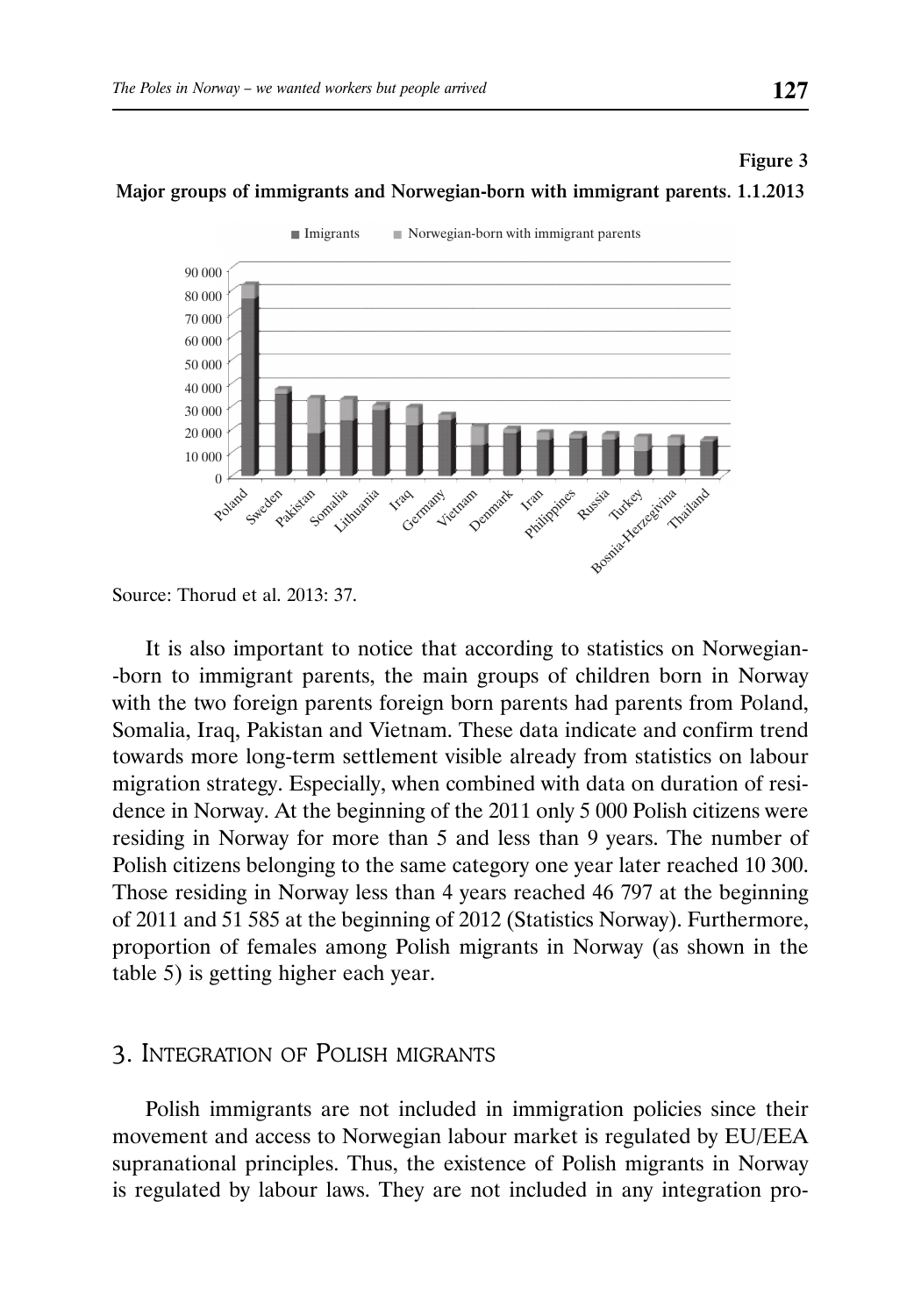**Figure 3**

**Major groups of immigrants and Norwegian-born with immigrant parents. 1.1.2013**

Source: Thorud et al. 2013: 37.

It is also important to notice that according to statistics on Norwegian--born to immigrant parents, the main groups of children born in Norway with the two foreign parents foreign born parents had parents from Poland, Somalia, Iraq, Pakistan and Vietnam. These data indicate and confirm trend towards more long-term settlement visible already from statistics on labour migration strategy. Especially, when combined with data on duration of residence in Norway. At the beginning of the 2011 only 5 000 Polish citizens were residing in Norway for more than 5 and less than 9 years. The number of Polish citizens belonging to the same category one year later reached 10 300. Those residing in Norway less than 4 years reached 46 797 at the beginning of 2011 and 51 585 at the beginning of 2012 (Statistics Norway). Furthermore, proportion of females among Polish migrants in Norway (as shown in the table 5) is getting higher each year.

## 3. Integration of Polish migrants

Polish immigrants are not included in immigration policies since their movement and access to Norwegian labour market is regulated by EU/EEA supranational principles. Thus, the existence of Polish migrants in Norway is regulated by labour laws. They are not included in any integration pro-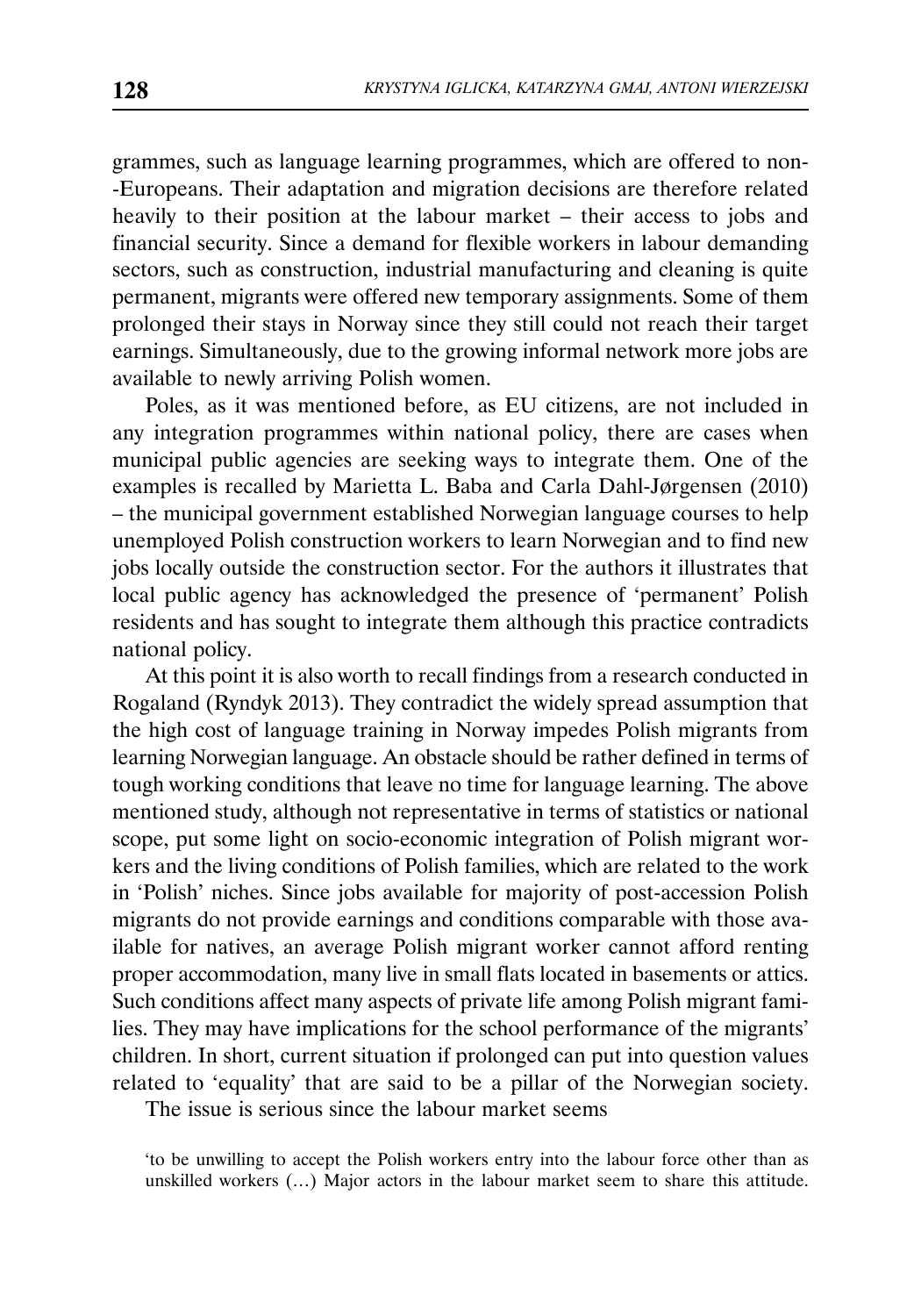grammes, such as language learning programmes, which are offered to non--Europeans. Their adaptation and migration decisions are therefore related heavily to their position at the labour market – their access to jobs and financial security. Since a demand for flexible workers in labour demanding sectors, such as construction, industrial manufacturing and cleaning is quite permanent, migrants were offered new temporary assignments. Some of them prolonged their stays in Norway since they still could not reach their target earnings. Simultaneously, due to the growing informal network more jobs are available to newly arriving Polish women.

Poles, as it was mentioned before, as EU citizens, are not included in any integration programmes within national policy, there are cases when municipal public agencies are seeking ways to integrate them. One of the examples is recalled by Marietta L. Baba and Carla Dahl-Jørgensen (2010) – the municipal government established Norwegian language courses to help unemployed Polish construction workers to learn Norwegian and to find new jobs locally outside the construction sector. For the authors it illustrates that local public agency has acknowledged the presence of 'permanent' Polish residents and has sought to integrate them although this practice contradicts national policy.

At this point it is also worth to recall findings from a research conducted in Rogaland (Ryndyk 2013). They contradict the widely spread assumption that the high cost of language training in Norway impedes Polish migrants from learning Norwegian language. An obstacle should be rather defined in terms of tough working conditions that leave no time for language learning. The above mentioned study, although not representative in terms of statistics or national scope, put some light on socio-economic integration of Polish migrant workers and the living conditions of Polish families, which are related to the work in 'Polish' niches. Since jobs available for majority of post-accession Polish migrants do not provide earnings and conditions comparable with those available for natives, an average Polish migrant worker cannot afford renting proper accommodation, many live in small flats located in basements or attics. Such conditions affect many aspects of private life among Polish migrant families. They may have implications for the school performance of the migrants' children. In short, current situation if prolonged can put into question values related to 'equality' that are said to be a pillar of the Norwegian society.

The issue is serious since the labour market seems

'to be unwilling to accept the Polish workers entry into the labour force other than as unskilled workers (…) Major actors in the labour market seem to share this attitude.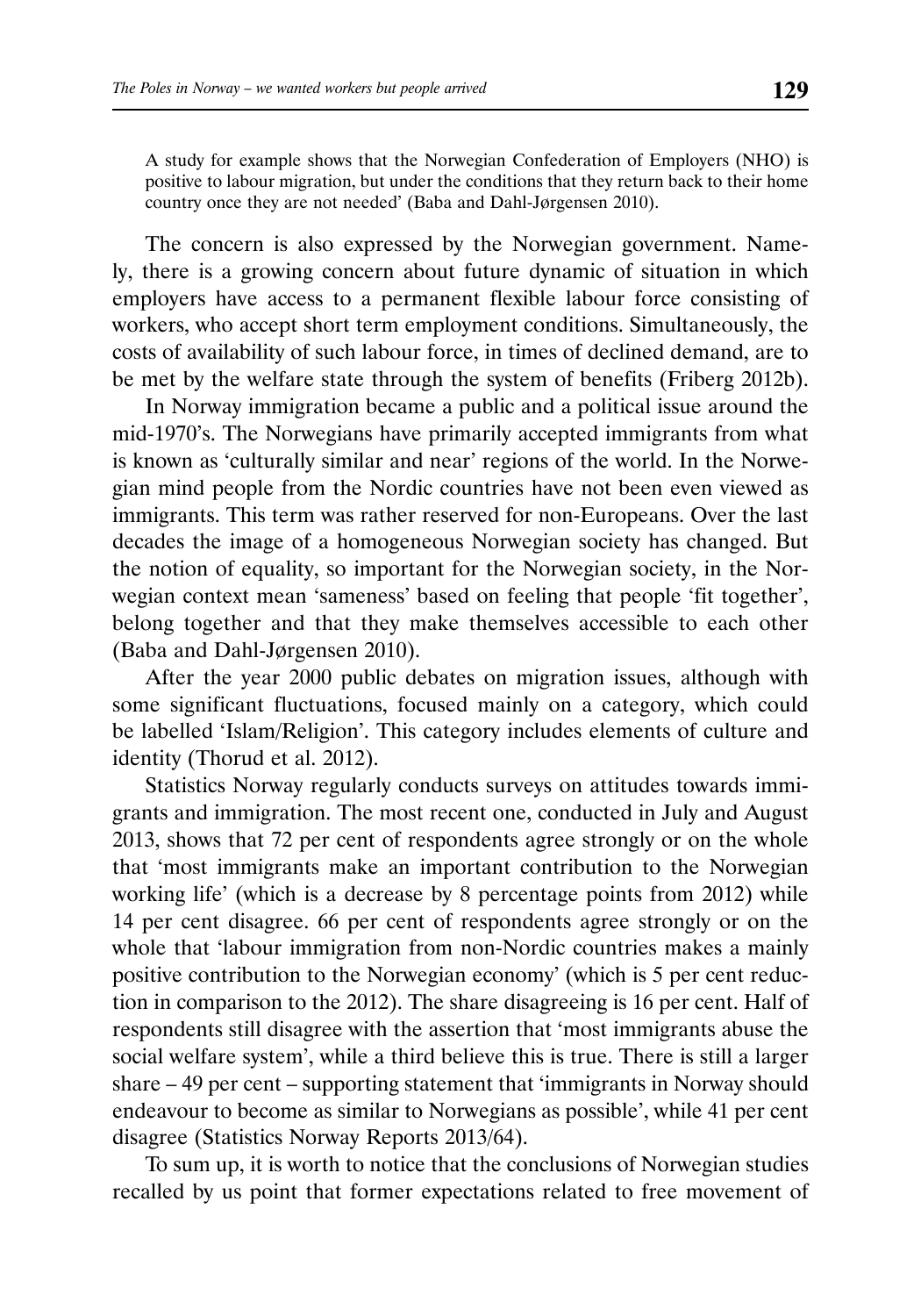A study for example shows that the Norwegian Confederation of Employers (NHO) is positive to labour migration, but under the conditions that they return back to their home country once they are not needed' (Baba and Dahl-Jørgensen 2010).

The concern is also expressed by the Norwegian government. Namely, there is a growing concern about future dynamic of situation in which employers have access to a permanent flexible labour force consisting of workers, who accept short term employment conditions. Simultaneously, the costs of availability of such labour force, in times of declined demand, are to be met by the welfare state through the system of benefits (Friberg 2012b).

In Norway immigration became a public and a political issue around the mid-1970's. The Norwegians have primarily accepted immigrants from what is known as 'culturally similar and near' regions of the world. In the Norwegian mind people from the Nordic countries have not been even viewed as immigrants. This term was rather reserved for non-Europeans. Over the last decades the image of a homogeneous Norwegian society has changed. But the notion of equality, so important for the Norwegian society, in the Norwegian context mean 'sameness' based on feeling that people 'fit together', belong together and that they make themselves accessible to each other (Baba and Dahl-Jørgensen 2010).

After the year 2000 public debates on migration issues, although with some significant fluctuations, focused mainly on a category, which could be labelled 'Islam/Religion'. This category includes elements of culture and identity (Thorud et al. 2012).

Statistics Norway regularly conducts surveys on attitudes towards immigrants and immigration. The most recent one, conducted in July and August 2013, shows that 72 per cent of respondents agree strongly or on the whole that 'most immigrants make an important contribution to the Norwegian working life' (which is a decrease by 8 percentage points from 2012) while 14 per cent disagree. 66 per cent of respondents agree strongly or on the whole that 'labour immigration from non-Nordic countries makes a mainly positive contribution to the Norwegian economy' (which is 5 per cent reduction in comparison to the 2012). The share disagreeing is 16 per cent. Half of respondents still disagree with the assertion that 'most immigrants abuse the social welfare system', while a third believe this is true. There is still a larger share – 49 per cent – supporting statement that 'immigrants in Norway should endeavour to become as similar to Norwegians as possible', while 41 per cent disagree (Statistics Norway Reports 2013/64).

To sum up, it is worth to notice that the conclusions of Norwegian studies recalled by us point that former expectations related to free movement of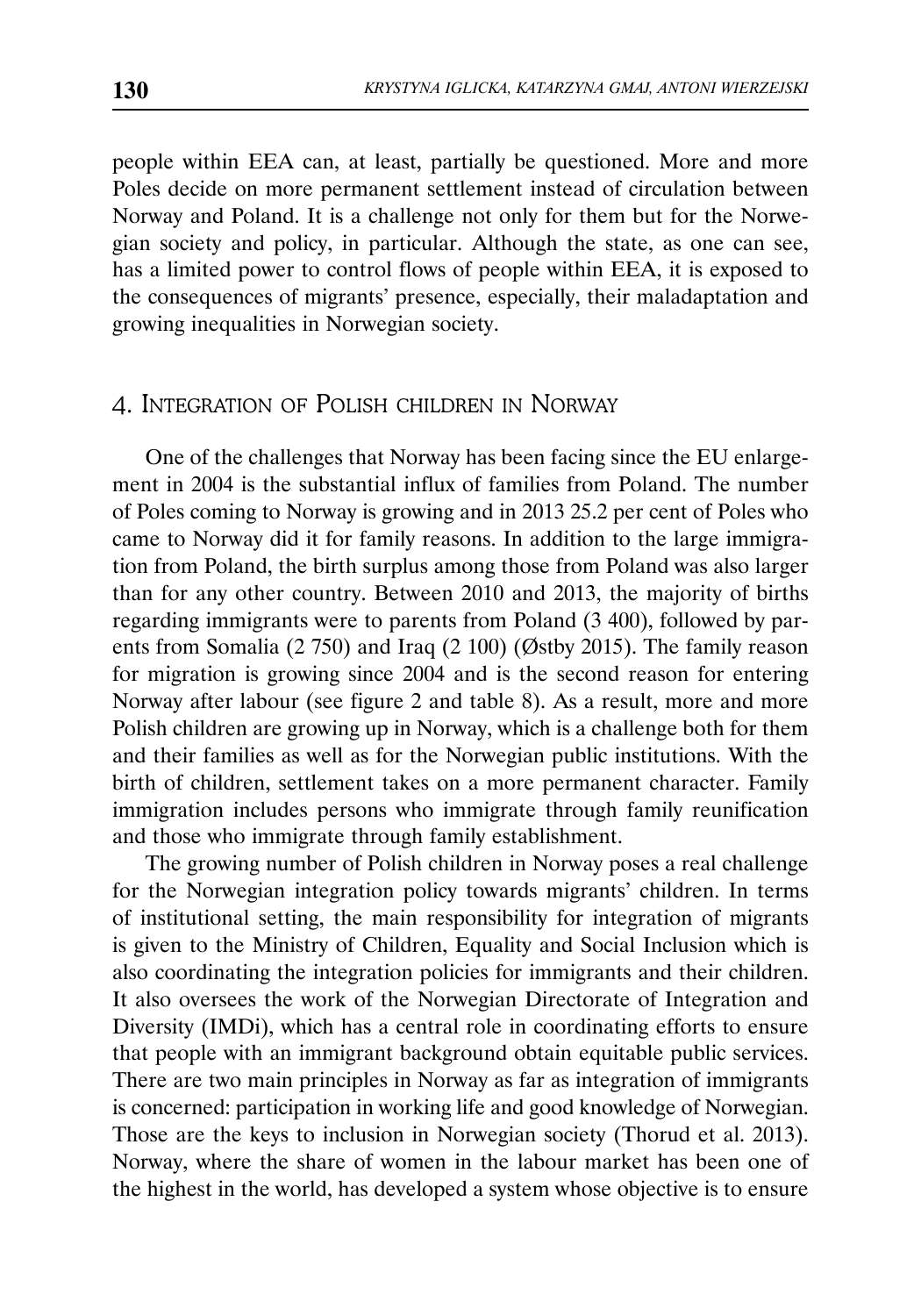people within EEA can, at least, partially be questioned. More and more Poles decide on more permanent settlement instead of circulation between Norway and Poland. It is a challenge not only for them but for the Norwegian society and policy, in particular. Although the state, as one can see, has a limited power to control flows of people within EEA, it is exposed to the consequences of migrants' presence, especially, their maladaptation and growing inequalities in Norwegian society.

## 4. Integration of Polish children in Norway

One of the challenges that Norway has been facing since the EU enlargement in 2004 is the substantial influx of families from Poland. The number of Poles coming to Norway is growing and in 2013 25.2 per cent of Poles who came to Norway did it for family reasons. In addition to the large immigration from Poland, the birth surplus among those from Poland was also larger than for any other country. Between 2010 and 2013, the majority of births regarding immigrants were to parents from Poland (3 400), followed by parents from Somalia (2 750) and Iraq (2 100) (Østby 2015). The family reason for migration is growing since 2004 and is the second reason for entering Norway after labour (see figure 2 and table 8). As a result, more and more Polish children are growing up in Norway, which is a challenge both for them and their families as well as for the Norwegian public institutions. With the birth of children, settlement takes on a more permanent character. Family immigration includes persons who immigrate through family reunification and those who immigrate through family establishment.

The growing number of Polish children in Norway poses a real challenge for the Norwegian integration policy towards migrants' children. In terms of institutional setting, the main responsibility for integration of migrants is given to the Ministry of Children, Equality and Social Inclusion which is also coordinating the integration policies for immigrants and their children. It also oversees the work of the Norwegian Directorate of Integration and Diversity (IMDi), which has a central role in coordinating efforts to ensure that people with an immigrant background obtain equitable public services. There are two main principles in Norway as far as integration of immigrants is concerned: participation in working life and good knowledge of Norwegian. Those are the keys to inclusion in Norwegian society (Thorud et al. 2013). Norway, where the share of women in the labour market has been one of the highest in the world, has developed a system whose objective is to ensure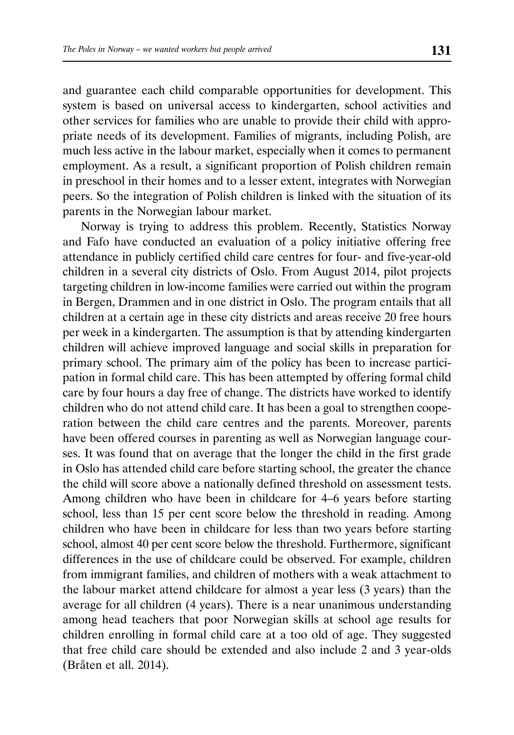and guarantee each child comparable opportunities for development. This system is based on universal access to kindergarten, school activities and other services for families who are unable to provide their child with appropriate needs of its development. Families of migrants, including Polish, are much less active in the labour market, especially when it comes to permanent employment. As a result, a significant proportion of Polish children remain in preschool in their homes and to a lesser extent, integrates with Norwegian peers. So the integration of Polish children is linked with the situation of its parents in the Norwegian labour market.

Norway is trying to address this problem. Recently, Statistics Norway and Fafo have conducted an evaluation of a policy initiative offering free attendance in publicly certified child care centres for four- and five-year-old children in a several city districts of Oslo. From August 2014, pilot projects targeting children in low-income families were carried out within the program in Bergen, Drammen and in one district in Oslo. The program entails that all children at a certain age in these city districts and areas receive 20 free hours per week in a kindergarten. The assumption is that by attending kindergarten children will achieve improved language and social skills in preparation for primary school. The primary aim of the policy has been to increase participation in formal child care. This has been attempted by offering formal child care by four hours a day free of change. The districts have worked to identify children who do not attend child care. It has been a goal to strengthen cooperation between the child care centres and the parents. Moreover, parents have been offered courses in parenting as well as Norwegian language courses. It was found that on average that the longer the child in the first grade in Oslo has attended child care before starting school, the greater the chance the child will score above a nationally defined threshold on assessment tests. Among children who have been in childcare for 4–6 years before starting school, less than 15 per cent score below the threshold in reading. Among children who have been in childcare for less than two years before starting school, almost 40 per cent score below the threshold. Furthermore, significant differences in the use of childcare could be observed. For example, children from immigrant families, and children of mothers with a weak attachment to the labour market attend childcare for almost a year less (3 years) than the average for all children (4 years). There is a near unanimous understanding among head teachers that poor Norwegian skills at school age results for children enrolling in formal child care at a too old of age. They suggested that free child care should be extended and also include 2 and 3 year-olds (Bråten et all. 2014).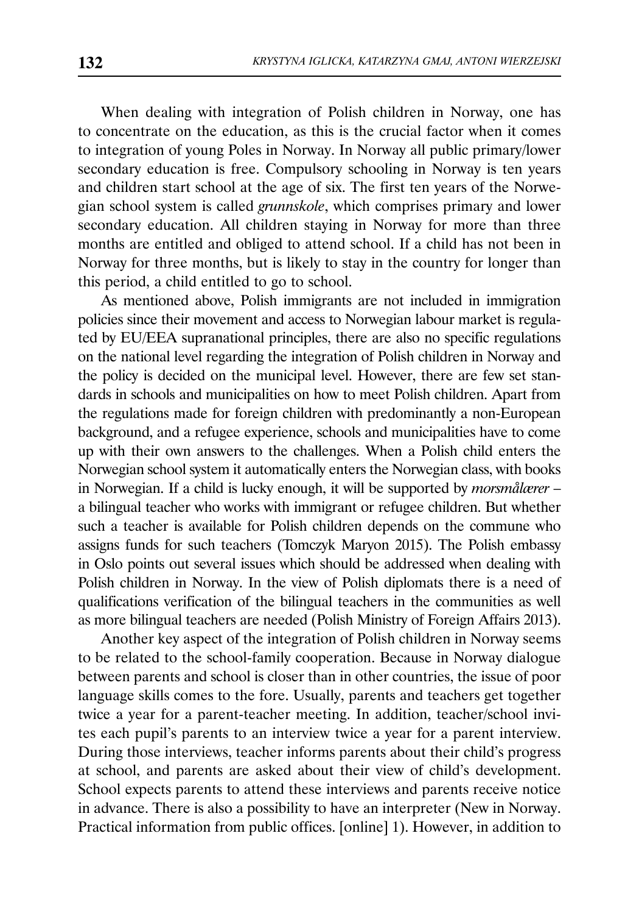When dealing with integration of Polish children in Norway, one has to concentrate on the education, as this is the crucial factor when it comes to integration of young Poles in Norway. In Norway all public primary/lower secondary education is free. Compulsory schooling in Norway is ten years and children start school at the age of six. The first ten years of the Norwegian school system is called *grunnskole*, which comprises primary and lower secondary education. All children staying in Norway for more than three months are entitled and obliged to attend school. If a child has not been in Norway for three months, but is likely to stay in the country for longer than this period, a child entitled to go to school.

As mentioned above, Polish immigrants are not included in immigration policies since their movement and access to Norwegian labour market is regulated by EU/EEA supranational principles, there are also no specific regulations on the national level regarding the integration of Polish children in Norway and the policy is decided on the municipal level. However, there are few set standards in schools and municipalities on how to meet Polish children. Apart from the regulations made for foreign children with predominantly a non-European background, and a refugee experience, schools and municipalities have to come up with their own answers to the challenges. When a Polish child enters the Norwegian school system it automatically enters the Norwegian class, with books in Norwegian. If a child is lucky enough, it will be supported by *morsmålærer* – a bilingual teacher who works with immigrant or refugee children. But whether such a teacher is available for Polish children depends on the commune who assigns funds for such teachers (Tomczyk Maryon 2015). The Polish embassy in Oslo points out several issues which should be addressed when dealing with Polish children in Norway. In the view of Polish diplomats there is a need of qualifications verification of the bilingual teachers in the communities as well as more bilingual teachers are needed (Polish Ministry of Foreign Affairs 2013).

Another key aspect of the integration of Polish children in Norway seems to be related to the school-family cooperation. Because in Norway dialogue between parents and school is closer than in other countries, the issue of poor language skills comes to the fore. Usually, parents and teachers get together twice a year for a parent-teacher meeting. In addition, teacher/school invites each pupil's parents to an interview twice a year for a parent interview. During those interviews, teacher informs parents about their child's progress at school, and parents are asked about their view of child's development. School expects parents to attend these interviews and parents receive notice in advance. There is also a possibility to have an interpreter (New in Norway. Practical information from public offices. [online] 1). However, in addition to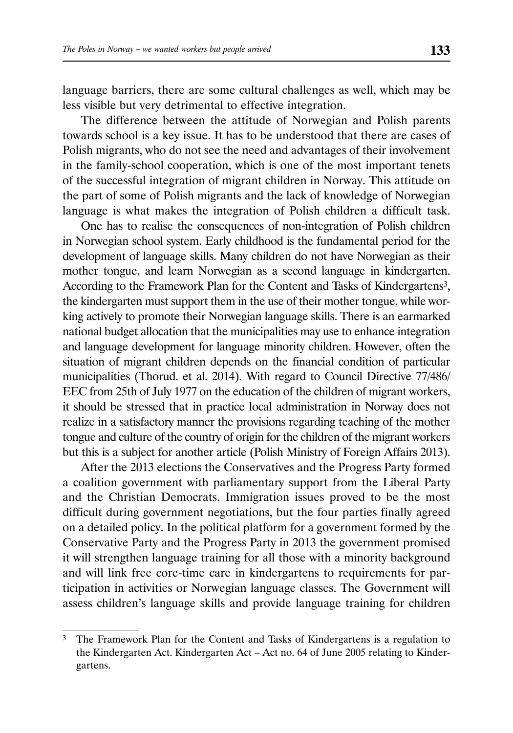language barriers, there are some cultural challenges as well, which may be less visible but very detrimental to effective integration.

The difference between the attitude of Norwegian and Polish parents towards school is a key issue. It has to be understood that there are cases of Polish migrants, who do not see the need and advantages of their involvement in the family-school cooperation, which is one of the most important tenets of the successful integration of migrant children in Norway. This attitude on the part of some of Polish migrants and the lack of knowledge of Norwegian language is what makes the integration of Polish children a difficult task.

One has to realise the consequences of non-integration of Polish children in Norwegian school system. Early childhood is the fundamental period for the development of language skills. Many children do not have Norwegian as their mother tongue, and learn Norwegian as a second language in kindergarten. According to the Framework Plan for the Content and Tasks of Kindergartens[3], the kindergarten must support them in the use of their mother tongue, while working actively to promote their Norwegian language skills. There is an earmarked national budget allocation that the municipalities may use to enhance integration and language development for language minority children. However, often the situation of migrant children depends on the financial condition of particular municipalities (Thorud. et al. 2014). With regard to Council Directive 77/486/EEC from 25th of July 1977 on the education of the children of migrant workers, it should be stressed that in practice local administration in Norway does not realize in a satisfactory manner the provisions regarding teaching of the mother tongue and culture of the country of origin for the children of the migrant workers but this is a subject for another article (Polish Ministry of Foreign Affairs 2013).

After the 2013 elections the Conservatives and the Progress Party formed a coalition government with parliamentary support from the Liberal Party and the Christian Democrats. Immigration issues proved to be the most difficult during government negotiations, but the four parties finally agreed on a detailed policy. In the political platform for a government formed by the Conservative Party and the Progress Party in 2013 the government promised it will strengthen language training for all those with a minority background and will link free core-time care in kindergartens to requirements for participation in activities or Norwegian language classes. The Government will assess children's language skills and provide language training for children

[3] The Framework Plan for the Content and Tasks of Kindergartens is a regulation to the Kindergarten Act. Kindergarten Act – Act no. 64 of June 2005 relating to Kindergartens.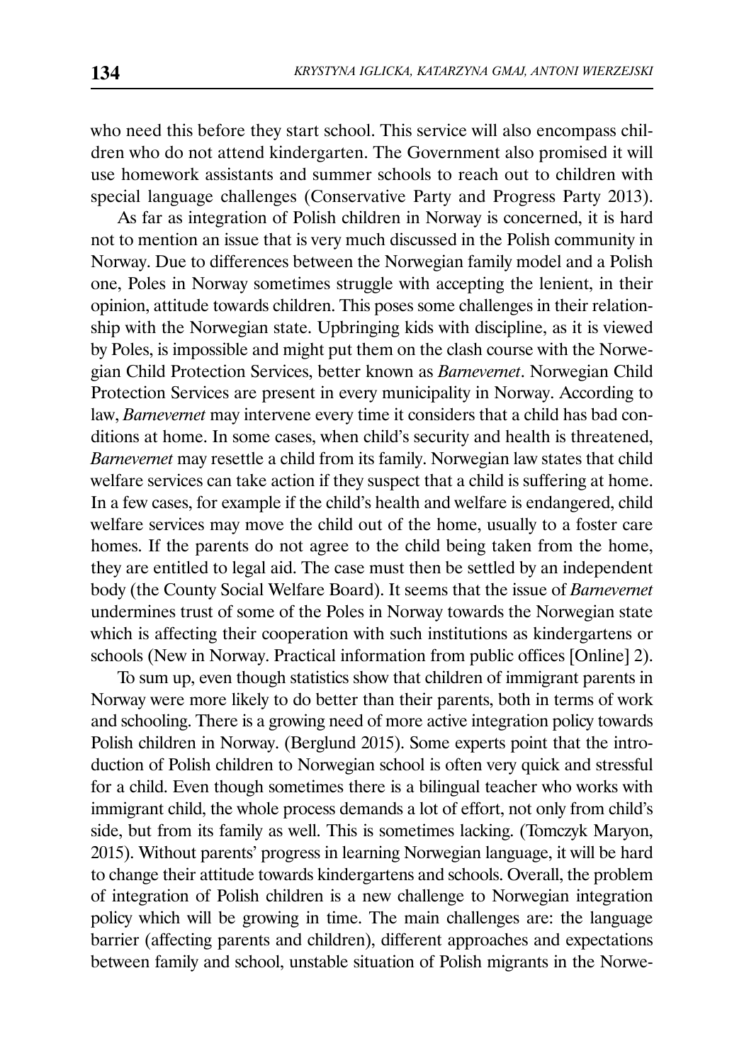who need this before they start school. This service will also encompass children who do not attend kindergarten. The Government also promised it will use homework assistants and summer schools to reach out to children with special language challenges (Conservative Party and Progress Party 2013).

As far as integration of Polish children in Norway is concerned, it is hard not to mention an issue that is very much discussed in the Polish community in Norway. Due to differences between the Norwegian family model and a Polish one, Poles in Norway sometimes struggle with accepting the lenient, in their opinion, attitude towards children. This poses some challenges in their relationship with the Norwegian state. Upbringing kids with discipline, as it is viewed by Poles, is impossible and might put them on the clash course with the Norwegian Child Protection Services, better known as *Barnevernet*. Norwegian Child Protection Services are present in every municipality in Norway. According to law, *Barnevernet* may intervene every time it considers that a child has bad conditions at home. In some cases, when child's security and health is threatened, *Barnevernet* may resettle a child from its family. Norwegian law states that child welfare services can take action if they suspect that a child is suffering at home. In a few cases, for example if the child's health and welfare is endangered, child welfare services may move the child out of the home, usually to a foster care homes. If the parents do not agree to the child being taken from the home, they are entitled to legal aid. The case must then be settled by an independent body (the County Social Welfare Board). It seems that the issue of *Barnevernet* undermines trust of some of the Poles in Norway towards the Norwegian state which is affecting their cooperation with such institutions as kindergartens or schools (New in Norway. Practical information from public offices [Online] 2).

To sum up, even though statistics show that children of immigrant parents in Norway were more likely to do better than their parents, both in terms of work and schooling. There is a growing need of more active integration policy towards Polish children in Norway. (Berglund 2015). Some experts point that the introduction of Polish children to Norwegian school is often very quick and stressful for a child. Even though sometimes there is a bilingual teacher who works with immigrant child, the whole process demands a lot of effort, not only from child's side, but from its family as well. This is sometimes lacking. (Tomczyk Maryon, 2015). Without parents' progress in learning Norwegian language, it will be hard to change their attitude towards kindergartens and schools. Overall, the problem of integration of Polish children is a new challenge to Norwegian integration policy which will be growing in time. The main challenges are: the language barrier (affecting parents and children), different approaches and expectations between family and school, unstable situation of Polish migrants in the Norwe-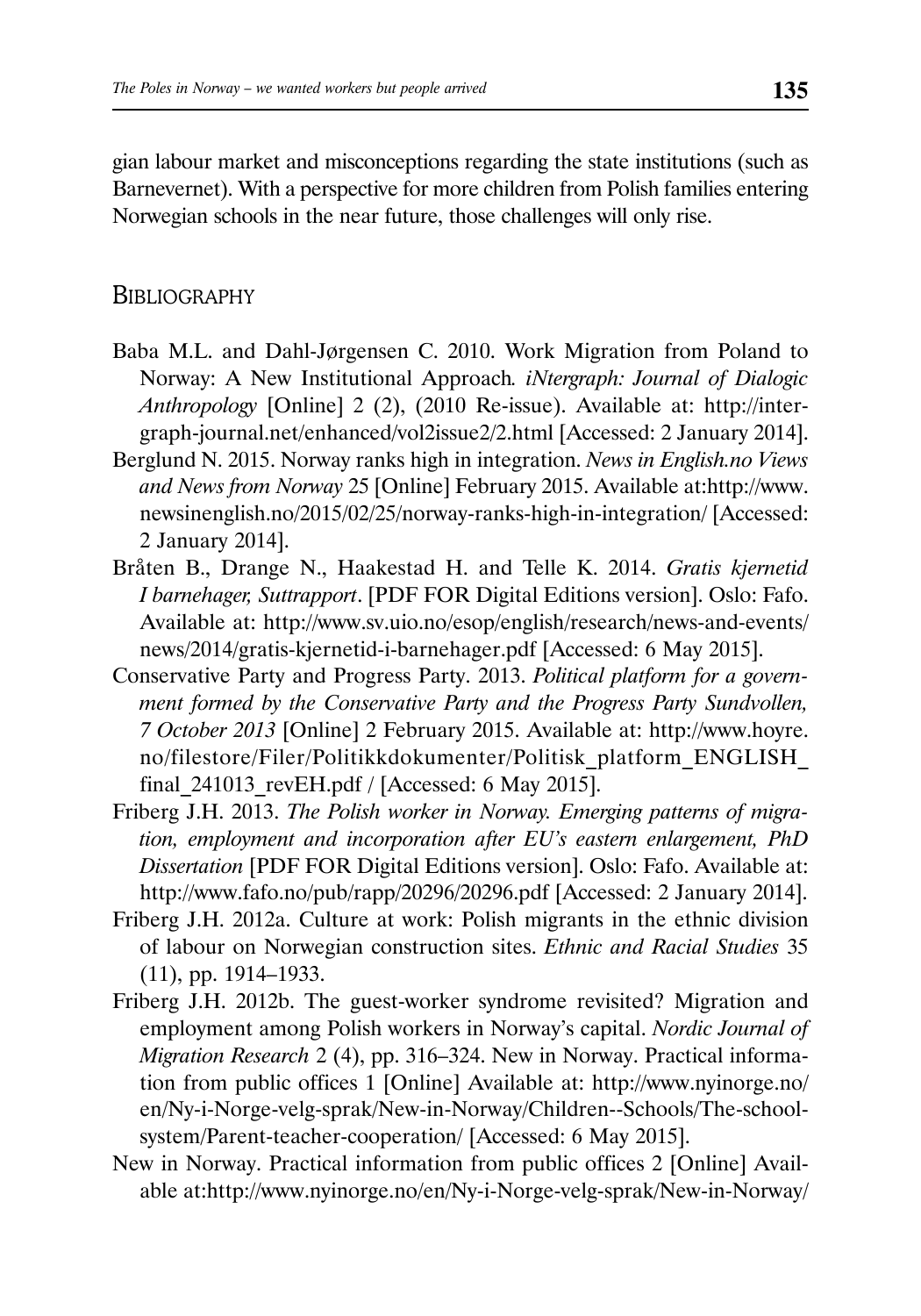gian labour market and misconceptions regarding the state institutions (such as Barnevernet). With a perspective for more children from Polish families entering Norwegian schools in the near future, those challenges will only rise.

## Bibliography

Baba M.L. and Dahl-Jørgensen C. 2010. Work Migration from Poland to Norway: A New Institutional Approach. *iNtergraph: Journal of Dialogic Anthropology* [Online] 2 (2), (2010 Re-issue). Available at: http://intergraph-journal.net/enhanced/vol2issue2/2.html [Accessed: 2 January 2014].

Berglund N. 2015. Norway ranks high in integration. *News in English.no Views and News from Norway* 25 [Online] February 2015. Available at:http://www.newsinenglish.no/2015/02/25/norway-ranks-high-in-integration/ [Accessed: 2 January 2014].

Bråten B., Drange N., Haakestad H. and Telle K. 2014. *Gratis kjernetid I barnehager, Suttrapport*. [PDF FOR Digital Editions version]. Oslo: Fafo. Available at: http://www.sv.uio.no/esop/english/research/news-and-events/news/2014/gratis-kjernetid-i-barnehager.pdf [Accessed: 6 May 2015].

Conservative Party and Progress Party. 2013. *Political platform for a government formed by the Conservative Party and the Progress Party Sundvollen, 7 October 2013* [Online] 2 February 2015. Available at: http://www.hoyre.no/filestore/Filer/Politikkdokumenter/Politisk_platform_ENGLISH_final_241013_revEH.pdf / [Accessed: 6 May 2015].

Friberg J.H. 2013. *The Polish worker in Norway. Emerging patterns of migration, employment and incorporation after EU's eastern enlargement, PhD Dissertation* [PDF FOR Digital Editions version]. Oslo: Fafo. Available at: http://www.fafo.no/pub/rapp/20296/20296.pdf [Accessed: 2 January 2014].

Friberg J.H. 2012a. Culture at work: Polish migrants in the ethnic division of labour on Norwegian construction sites. *Ethnic and Racial Studies* 35 (11), pp. 1914–1933.

Friberg J.H. 2012b. The guest-worker syndrome revisited? Migration and employment among Polish workers in Norway's capital. *Nordic Journal of Migration Research* 2 (4), pp. 316–324. New in Norway. Practical information from public offices 1 [Online] Available at: http://www.nyinorge.no/en/Ny-i-Norge-velg-sprak/New-in-Norway/Children--Schools/The-school-system/Parent-teacher-cooperation/ [Accessed: 6 May 2015].

New in Norway. Practical information from public offices 2 [Online] Available at:http://www.nyinorge.no/en/Ny-i-Norge-velg-sprak/New-in-Norway/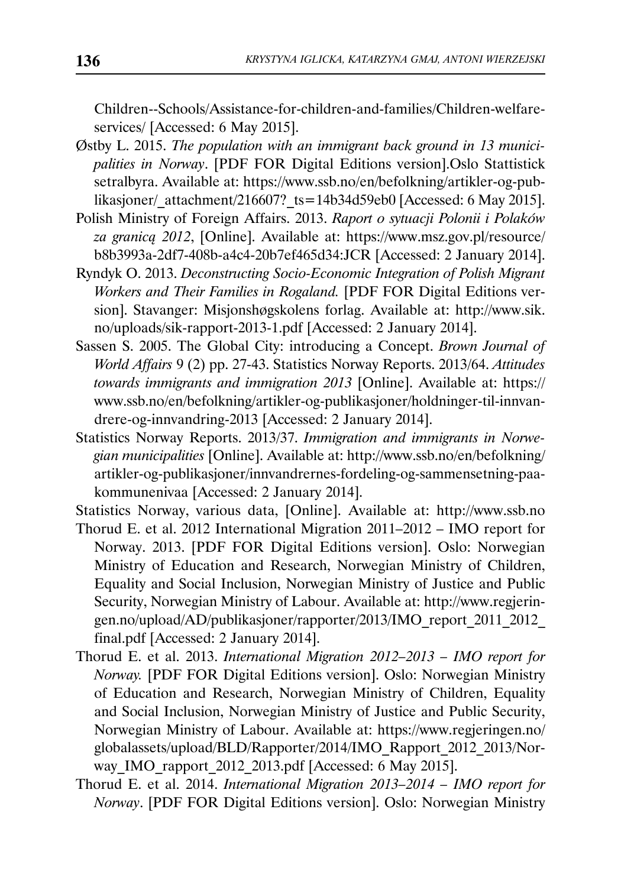Children--Schools/Assistance-for-children-and-families/Children-welfare-services/ [Accessed: 6 May 2015].

Østby L. 2015. *The population with an immigrant back ground in 13 municipalities in Norway*. [PDF FOR Digital Editions version].Oslo Stattistick setralbyra. Available at: https://www.ssb.no/en/befolkning/artikler-og-publikasjoner/_attachment/216607?_ts=14b34d59eb0 [Accessed: 6 May 2015].

Polish Ministry of Foreign Affairs. 2013. *Raport o sytuacji Polonii i Polaków za granicą 2012*, [Online]. Available at: https://www.msz.gov.pl/resource/b8b3993a-2df7-408b-a4c4-20b7ef465d34:JCR [Accessed: 2 January 2014].

Ryndyk O. 2013. *Deconstructing Socio-Economic Integration of Polish Migrant Workers and Their Families in Rogaland.* [PDF FOR Digital Editions version]. Stavanger: Misjonshøgskolens forlag. Available at: http://www.sik.no/uploads/sik-rapport-2013-1.pdf [Accessed: 2 January 2014].

Sassen S. 2005. The Global City: introducing a Concept. *Brown Journal of World Affairs* 9 (2) pp. 27-43. Statistics Norway Reports. 2013/64. *Attitudes towards immigrants and immigration 2013* [Online]. Available at: https://www.ssb.no/en/befolkning/artikler-og-publikasjoner/holdninger-til-innvandrere-og-innvandring-2013 [Accessed: 2 January 2014].

Statistics Norway Reports. 2013/37. *Immigration and immigrants in Norwegian municipalities* [Online]. Available at: http://www.ssb.no/en/befolkning/artikler-og-publikasjoner/innvandrernes-fordeling-og-sammensetning-paa-kommunenivaa [Accessed: 2 January 2014].

Statistics Norway, various data, [Online]. Available at: http://www.ssb.no

Thorud E. et al. 2012 International Migration 2011–2012 – IMO report for Norway. 2013. [PDF FOR Digital Editions version]. Oslo: Norwegian Ministry of Education and Research, Norwegian Ministry of Children, Equality and Social Inclusion, Norwegian Ministry of Justice and Public Security, Norwegian Ministry of Labour. Available at: http://www.regjeringen.no/upload/AD/publikasjoner/rapporter/2013/IMO_report_2011_2012_final.pdf [Accessed: 2 January 2014].

Thorud E. et al. 2013. *International Migration 2012–2013 – IMO report for Norway.* [PDF FOR Digital Editions version]. Oslo: Norwegian Ministry of Education and Research, Norwegian Ministry of Children, Equality and Social Inclusion, Norwegian Ministry of Justice and Public Security, Norwegian Ministry of Labour. Available at: https://www.regjeringen.no/globalassets/upload/BLD/Rapporter/2014/IMO_Rapport_2012_2013/Norway_IMO_rapport_2012_2013.pdf [Accessed: 6 May 2015].

Thorud E. et al. 2014. *International Migration 2013–2014 – IMO report for Norway*. [PDF FOR Digital Editions version]. Oslo: Norwegian Ministry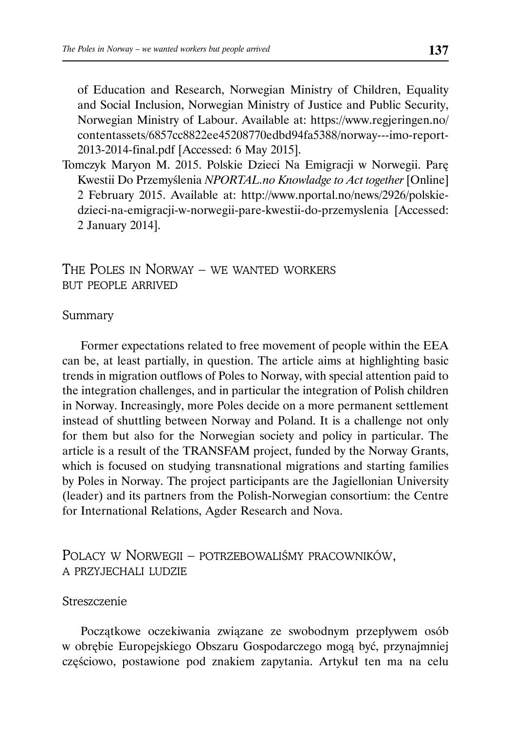of Education and Research, Norwegian Ministry of Children, Equality and Social Inclusion, Norwegian Ministry of Justice and Public Security, Norwegian Ministry of Labour. Available at: https://www.regjeringen.no/contentassets/6857cc8822ee45208770edbd94fa5388/norway---imo-report-2013-2014-final.pdf [Accessed: 6 May 2015].

Tomczyk Maryon M. 2015. Polskie Dzieci Na Emigracji w Norwegii. Parę Kwestii Do Przemyślenia *NPORTAL.no Knowladge to Act together* [Online] 2 February 2015. Available at: http://www.nportal.no/news/2926/polskie-dzieci-na-emigracji-w-norwegii-pare-kwestii-do-przemyslenia [Accessed: 2 January 2014].

## The Poles in Norway – we wanted workers but people arrived

### Summary

Former expectations related to free movement of people within the EEA can be, at least partially, in question. The article aims at highlighting basic trends in migration outflows of Poles to Norway, with special attention paid to the integration challenges, and in particular the integration of Polish children in Norway. Increasingly, more Poles decide on a more permanent settlement instead of shuttling between Norway and Poland. It is a challenge not only for them but also for the Norwegian society and policy in particular. The article is a result of the TRANSFAM project, funded by the Norway Grants, which is focused on studying transnational migrations and starting families by Poles in Norway. The project participants are the Jagiellonian University (leader) and its partners from the Polish-Norwegian consortium: the Centre for International Relations, Agder Research and Nova.

## Polacy w Norwegii – potrzebowaliśmy pracowników, a przyjechali ludzie

### Streszczenie

Początkowe oczekiwania związane ze swobodnym przepływem osób w obrębie Europejskiego Obszaru Gospodarczego mogą być, przynajmniej częściowo, postawione pod znakiem zapytania. Artykuł ten ma na celu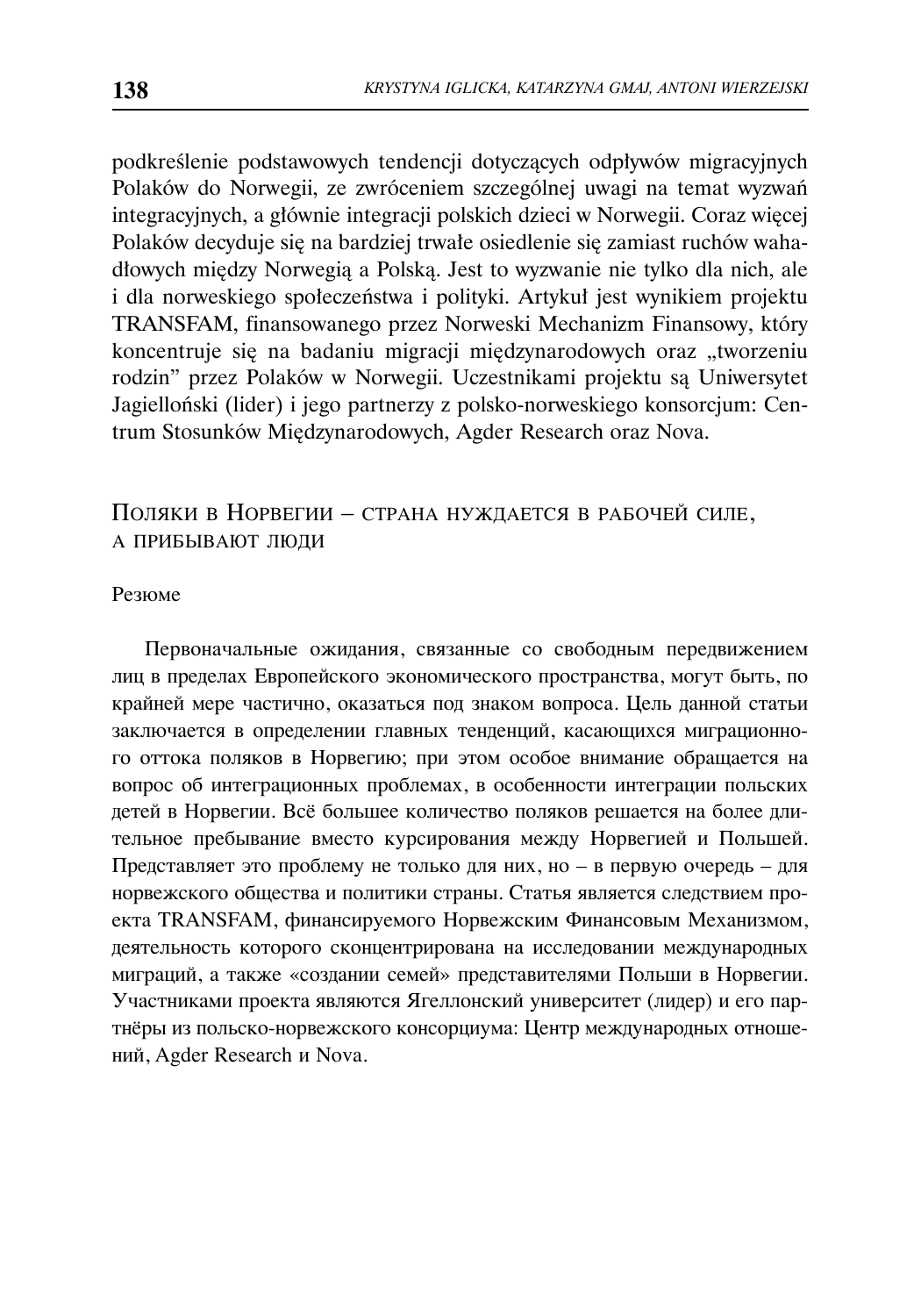podkreślenie podstawowych tendencji dotyczących odpływów migracyjnych Polaków do Norwegii, ze zwróceniem szczególnej uwagi na temat wyzwań integracyjnych, a głównie integracji polskich dzieci w Norwegii. Coraz więcej Polaków decyduje się na bardziej trwałe osiedlenie się zamiast ruchów wahadłowych między Norwegią a Polską. Jest to wyzwanie nie tylko dla nich, ale i dla norweskiego społeczeństwa i polityki. Artykuł jest wynikiem projektu TRANSFAM, finansowanego przez Norweski Mechanizm Finansowy, który koncentruje się na badaniu migracji międzynarodowych oraz „tworzeniu rodzin" przez Polaków w Norwegii. Uczestnikami projektu są Uniwersytet Jagielloński (lider) i jego partnerzy z polsko-norweskiego konsorcjum: Centrum Stosunków Międzynarodowych, Agder Research oraz Nova.

## Поляки в Норвегии – страна нуждается в рабочей силе, а прибывают люди

Резюме

Первоначальные ожидания, связанные со свободным передвижением лиц в пределах Европейского экономического пространства, могут быть, по крайней мере частично, оказаться под знаком вопроса. Цель данной статьи заключается в определении главных тенденций, касающихся миграционного оттока поляков в Норвегию; при этом особое внимание обращается на вопрос об интеграционных проблемах, в особенности интеграции польских детей в Норвегии. Всё большее количество поляков решается на более длительное пребывание вместо курсирования между Норвегией и Польшей. Представляет это проблему не только для них, но – в первую очередь – для норвежского общества и политики страны. Статья является следствием проекта TRANSFAM, финансируемого Норвежским Финансовым Механизмом, деятельность которого сконцентрирована на исследовании международных миграций, а также «создании семей» представителями Польши в Норвегии. Участниками проекта являются Ягеллонский университет (лидер) и его партнёры из польско-норвежского консорциума: Центр международных отношений, Agder Research и Nova.